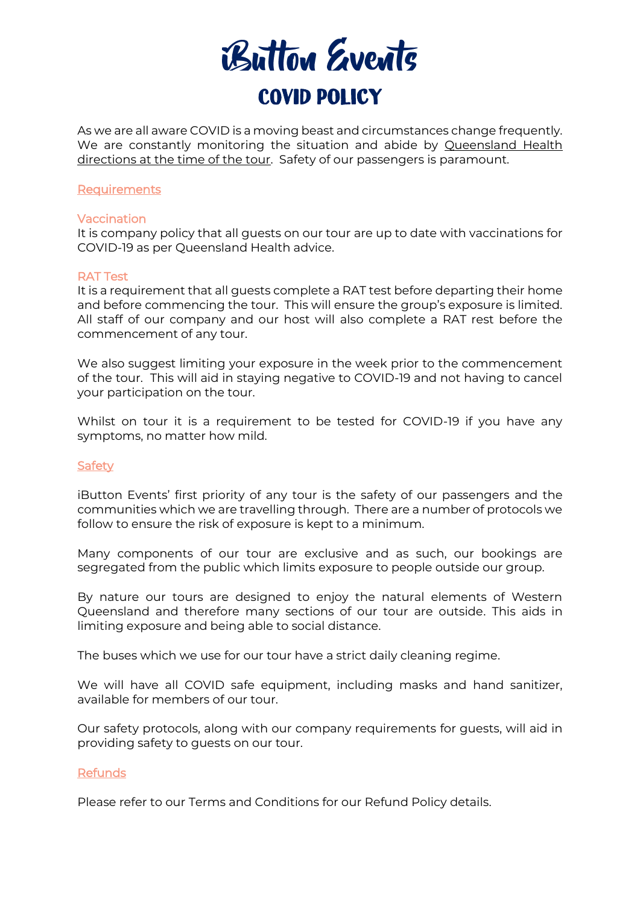# iButton Events

## COVID POLICY

As we are all aware COVID is a moving beast and circumstances change frequently. We are constantly monitoring the situation and abide by Queensland Health directions at the time of the tour. Safety of our passengers is paramount.

### Requirements

#### Vaccination

It is company policy that all guests on our tour are up to date with vaccinations for COVID-19 as per Queensland Health advice.

#### RAT Test

It is a requirement that all guests complete a RAT test before departing their home and before commencing the tour. This will ensure the group's exposure is limited. All staff of our company and our host will also complete a RAT rest before the commencement of any tour.

We also suggest limiting your exposure in the week prior to the commencement of the tour. This will aid in staying negative to COVID-19 and not having to cancel your participation on the tour.

Whilst on tour it is a requirement to be tested for COVID-19 if you have any symptoms, no matter how mild.

### Safety

iButton Events' first priority of any tour is the safety of our passengers and the communities which we are travelling through. There are a number of protocols we follow to ensure the risk of exposure is kept to a minimum.

Many components of our tour are exclusive and as such, our bookings are segregated from the public which limits exposure to people outside our group.

By nature our tours are designed to enjoy the natural elements of Western Queensland and therefore many sections of our tour are outside. This aids in limiting exposure and being able to social distance.

The buses which we use for our tour have a strict daily cleaning regime.

We will have all COVID safe equipment, including masks and hand sanitizer, available for members of our tour.

Our safety protocols, along with our company requirements for guests, will aid in providing safety to guests on our tour.

### Refunds

Please refer to our Terms and Conditions for our Refund Policy details.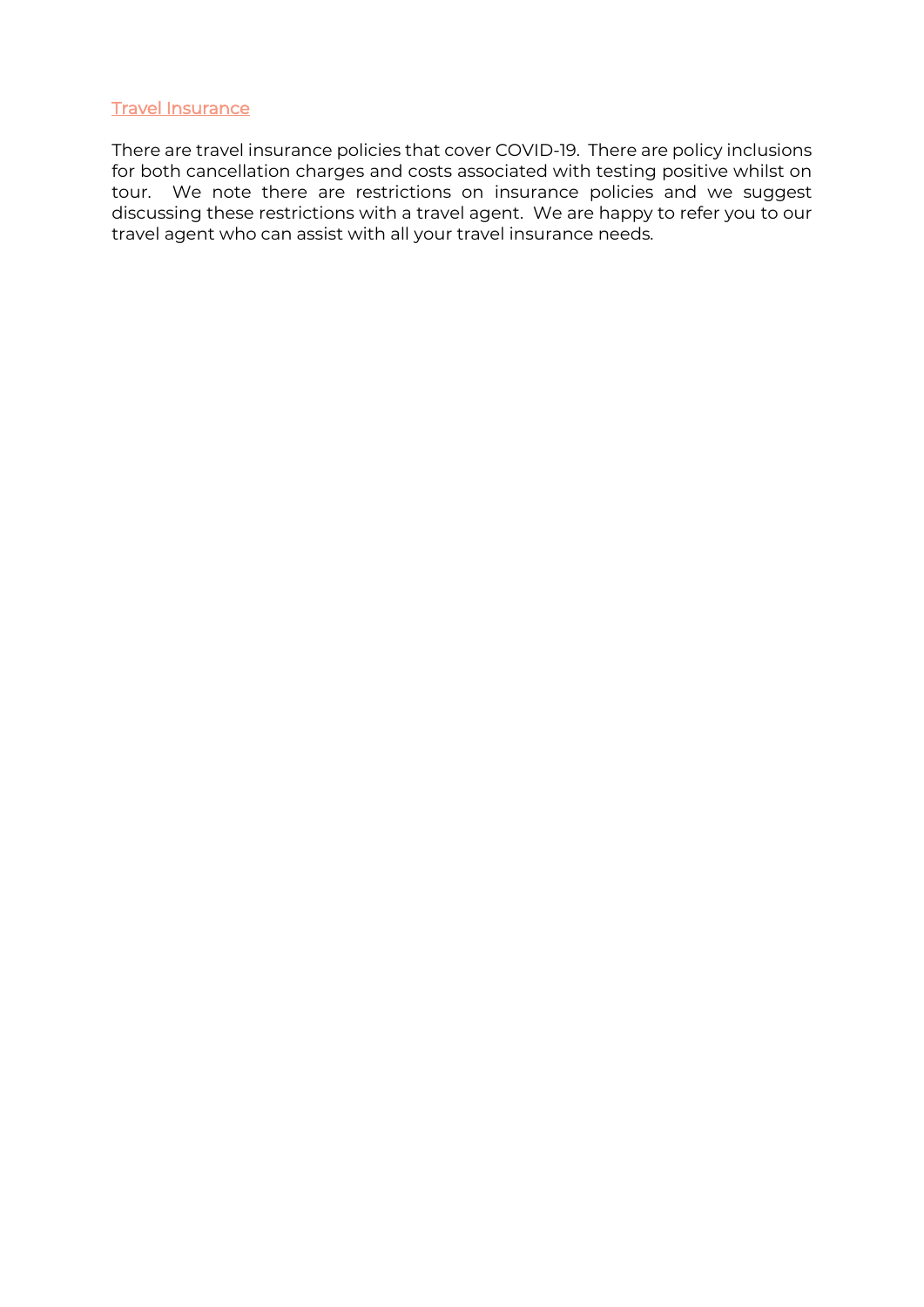## Travel Insurance

There are travel insurance policies that cover COVID-19. There are policy inclusions for both cancellation charges and costs associated with testing positive whilst on tour. We note there are restrictions on insurance policies and we suggest discussing these restrictions with a travel agent. We are happy to refer you to our travel agent who can assist with all your travel insurance needs.